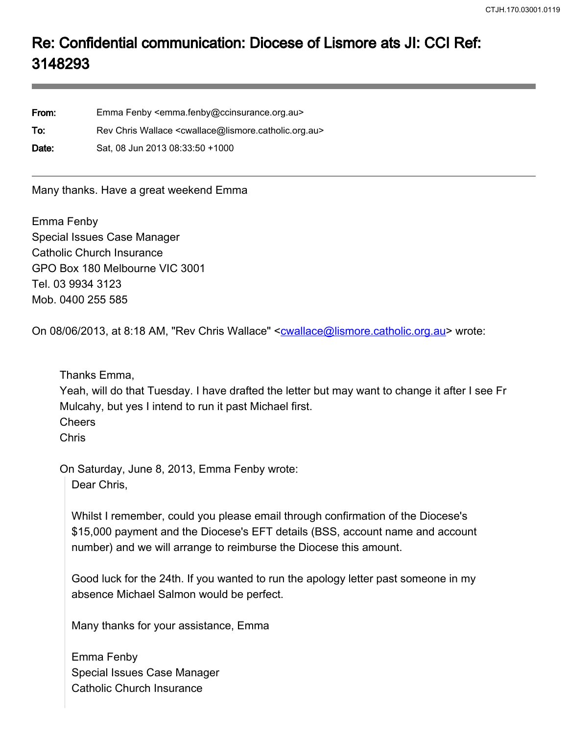# Re: Confidential communication: Diocese of Lismore ats JI: CCI Ref: 3148293

**From:** Emma Fenby <emma.fenby@ccinsurance.org.au>
**To:** Rev Chris Wallace <cwallace@lismore.catholic.org.au>
**Date:** Sat, 08 Jun 2013 08:33:50 +1000

---

Many thanks. Have a great weekend Emma

Emma Fenby
Special Issues Case Manager
Catholic Church Insurance
GPO Box 180 Melbourne VIC 3001
Tel. 03 9934 3123
Mob. 0400 255 585

On 08/06/2013, at 8:18 AM, "Rev Chris Wallace" <cwallace@lismore.catholic.org.au> wrote:

> Thanks Emma,
> Yeah, will do that Tuesday. I have drafted the letter but may want to change it after I see Fr Mulcahy, but yes I intend to run it past Michael first.
> Cheers
> Chris
>
> On Saturday, June 8, 2013, Emma Fenby wrote:
>
> > Dear Chris,
> >
> > Whilst I remember, could you please email through confirmation of the Diocese's $15,000 payment and the Diocese's EFT details (BSS, account name and account number) and we will arrange to reimburse the Diocese this amount.
> >
> > Good luck for the 24th. If you wanted to run the apology letter past someone in my absence Michael Salmon would be perfect.
> >
> > Many thanks for your assistance, Emma
> >
> > Emma Fenby
> > Special Issues Case Manager
> > Catholic Church Insurance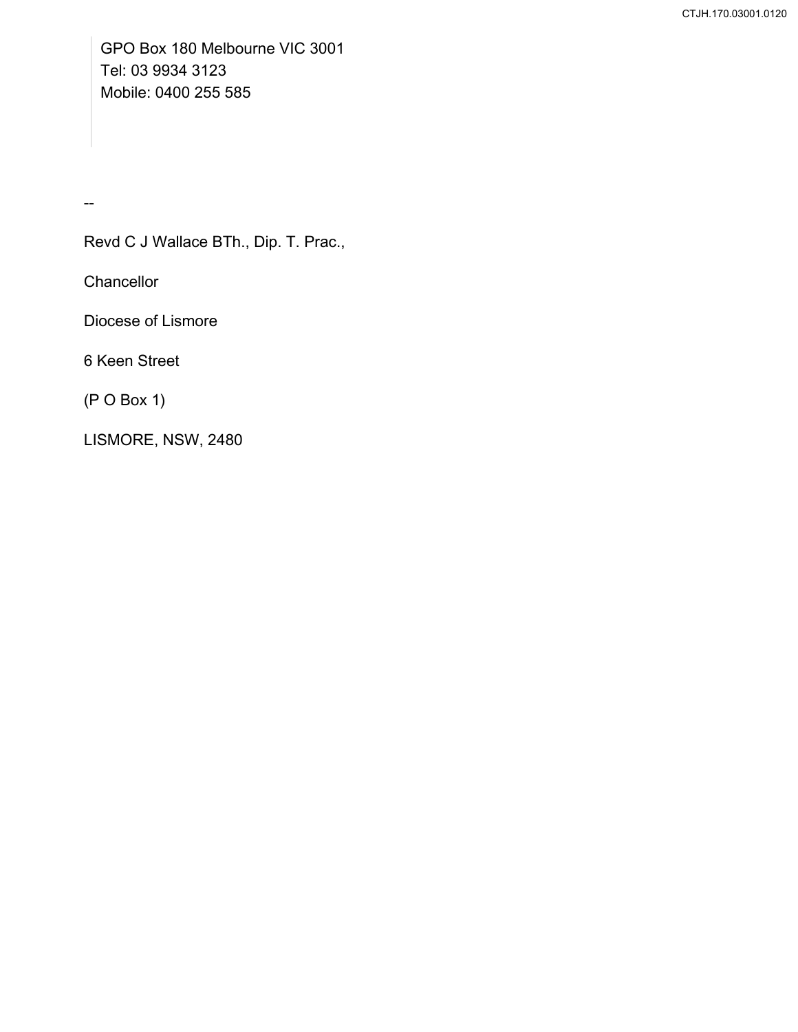> GPO Box 180 Melbourne VIC 3001
> Tel: 03 9934 3123
> Mobile: 0400 255 585

--

Revd C J Wallace BTh., Dip. T. Prac.,

Chancellor

Diocese of Lismore

6 Keen Street

(P O Box 1)

LISMORE, NSW, 2480